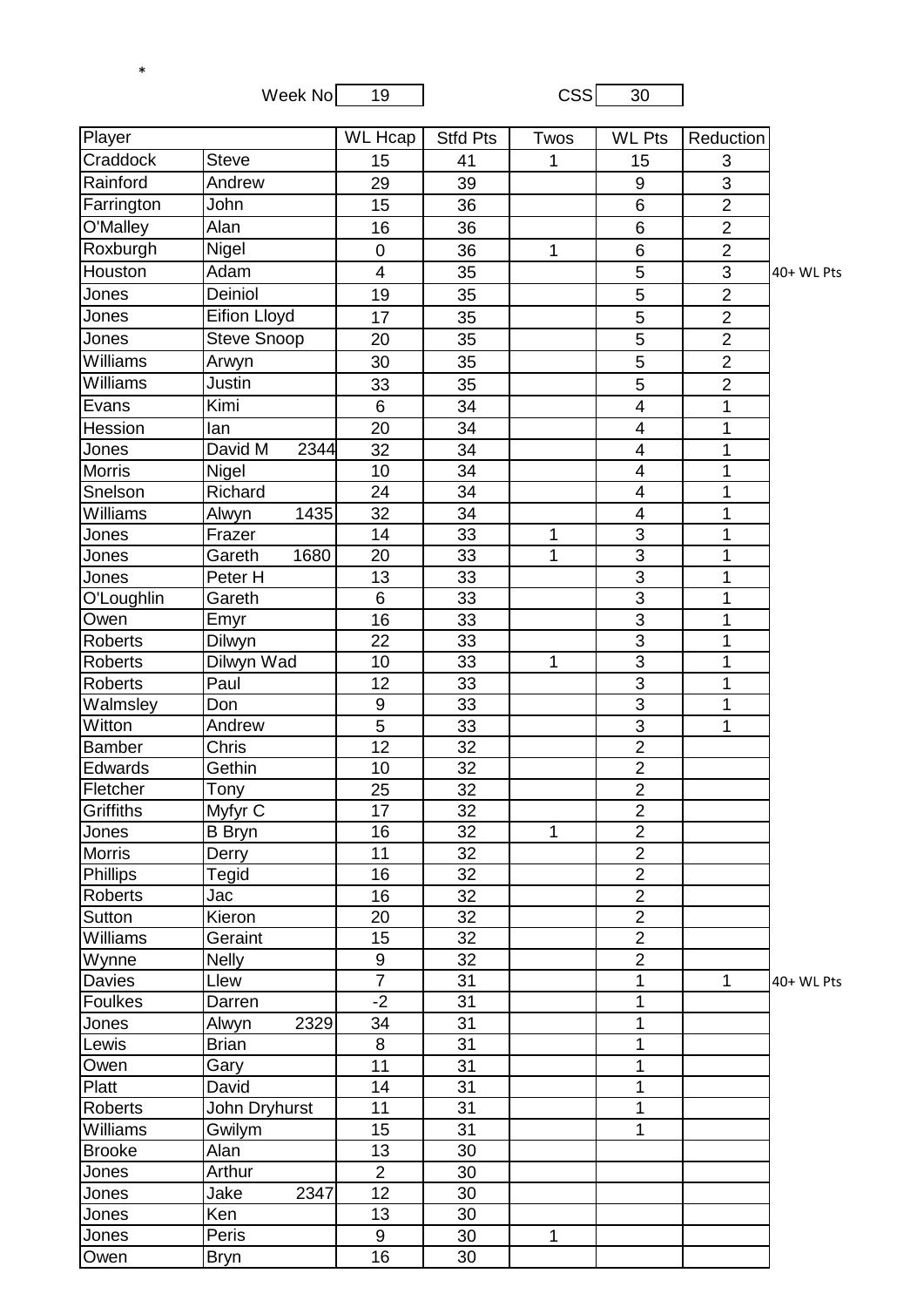*

Week No 19 CSS 30

| Player | | WL Hcap | Stfd Pts | Twos | WL Pts | Reduction | |
|---|---|---|---|---|---|---|---|
| Craddock | Steve | 15 | 41 | 1 | 15 | 3 | |
| Rainford | Andrew | 29 | 39 | | 9 | 3 | |
| Farrington | John | 15 | 36 | | 6 | 2 | |
| O'Malley | Alan | 16 | 36 | | 6 | 2 | |
| Roxburgh | Nigel | 0 | 36 | 1 | 6 | 2 | |
| Houston | Adam | 4 | 35 | | 5 | 3 | 40+ WL Pts |
| Jones | Deiniol | 19 | 35 | | 5 | 2 | |
| Jones | Eifion Lloyd | 17 | 35 | | 5 | 2 | |
| Jones | Steve Snoop | 20 | 35 | | 5 | 2 | |
| Williams | Arwyn | 30 | 35 | | 5 | 2 | |
| Williams | Justin | 33 | 35 | | 5 | 2 | |
| Evans | Kimi | 6 | 34 | | 4 | 1 | |
| Hession | Ian | 20 | 34 | | 4 | 1 | |
| Jones | David M 2344 | 32 | 34 | | 4 | 1 | |
| Morris | Nigel | 10 | 34 | | 4 | 1 | |
| Snelson | Richard | 24 | 34 | | 4 | 1 | |
| Williams | Alwyn 1435 | 32 | 34 | | 4 | 1 | |
| Jones | Frazer | 14 | 33 | 1 | 3 | 1 | |
| Jones | Gareth 1680 | 20 | 33 | 1 | 3 | 1 | |
| Jones | Peter H | 13 | 33 | | 3 | 1 | |
| O'Loughlin | Gareth | 6 | 33 | | 3 | 1 | |
| Owen | Emyr | 16 | 33 | | 3 | 1 | |
| Roberts | Dilwyn | 22 | 33 | | 3 | 1 | |
| Roberts | Dilwyn Wad | 10 | 33 | 1 | 3 | 1 | |
| Roberts | Paul | 12 | 33 | | 3 | 1 | |
| Walmsley | Don | 9 | 33 | | 3 | 1 | |
| Witton | Andrew | 5 | 33 | | 3 | 1 | |
| Bamber | Chris | 12 | 32 | | 2 | | |
| Edwards | Gethin | 10 | 32 | | 2 | | |
| Fletcher | Tony | 25 | 32 | | 2 | | |
| Griffiths | Myfyr C | 17 | 32 | | 2 | | |
| Jones | B Bryn | 16 | 32 | 1 | 2 | | |
| Morris | Derry | 11 | 32 | | 2 | | |
| Phillips | Tegid | 16 | 32 | | 2 | | |
| Roberts | Jac | 16 | 32 | | 2 | | |
| Sutton | Kieron | 20 | 32 | | 2 | | |
| Williams | Geraint | 15 | 32 | | 2 | | |
| Wynne | Nelly | 9 | 32 | | 2 | | |
| Davies | Llew | 7 | 31 | | 1 | 1 | 40+ WL Pts |
| Foulkes | Darren | -2 | 31 | | 1 | | |
| Jones | Alwyn 2329 | 34 | 31 | | 1 | | |
| Lewis | Brian | 8 | 31 | | 1 | | |
| Owen | Gary | 11 | 31 | | 1 | | |
| Platt | David | 14 | 31 | | 1 | | |
| Roberts | John Dryhurst | 11 | 31 | | 1 | | |
| Williams | Gwilym | 15 | 31 | | 1 | | |
| Brooke | Alan | 13 | 30 | | | | |
| Jones | Arthur | 2 | 30 | | | | |
| Jones | Jake 2347 | 12 | 30 | | | | |
| Jones | Ken | 13 | 30 | | | | |
| Jones | Peris | 9 | 30 | 1 | | | |
| Owen | Bryn | 16 | 30 | | | | |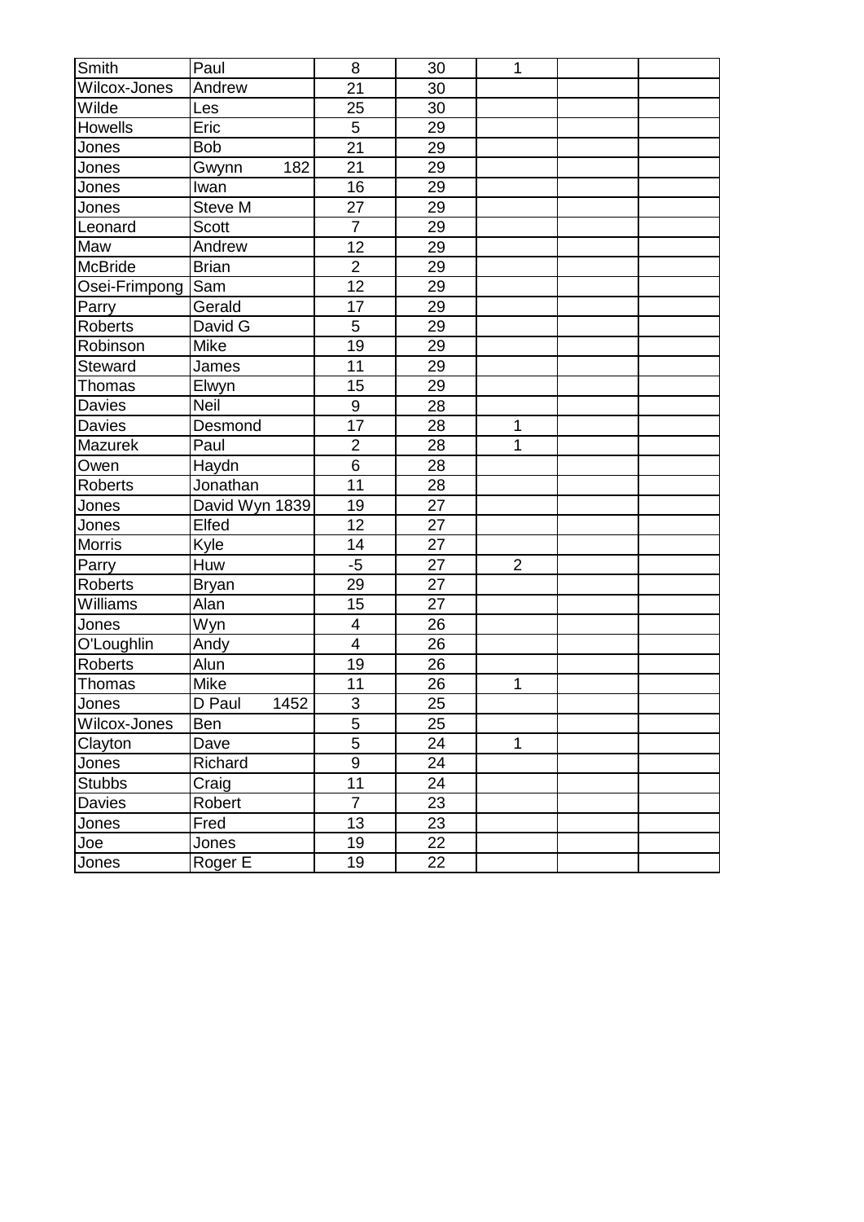| | | | | | | |
|---|---|---|---|---|---|---|
| Smith | Paul | 8 | 30 | 1 | | |
| Wilcox-Jones | Andrew | 21 | 30 | | | |
| Wilde | Les | 25 | 30 | | | |
| Howells | Eric | 5 | 29 | | | |
| Jones | Bob | 21 | 29 | | | |
| Jones | Gwynn 182 | 21 | 29 | | | |
| Jones | Iwan | 16 | 29 | | | |
| Jones | Steve M | 27 | 29 | | | |
| Leonard | Scott | 7 | 29 | | | |
| Maw | Andrew | 12 | 29 | | | |
| McBride | Brian | 2 | 29 | | | |
| Osei-Frimpong | Sam | 12 | 29 | | | |
| Parry | Gerald | 17 | 29 | | | |
| Roberts | David G | 5 | 29 | | | |
| Robinson | Mike | 19 | 29 | | | |
| Steward | James | 11 | 29 | | | |
| Thomas | Elwyn | 15 | 29 | | | |
| Davies | Neil | 9 | 28 | | | |
| Davies | Desmond | 17 | 28 | 1 | | |
| Mazurek | Paul | 2 | 28 | 1 | | |
| Owen | Haydn | 6 | 28 | | | |
| Roberts | Jonathan | 11 | 28 | | | |
| Jones | David Wyn 1839 | 19 | 27 | | | |
| Jones | Elfed | 12 | 27 | | | |
| Morris | Kyle | 14 | 27 | | | |
| Parry | Huw | -5 | 27 | 2 | | |
| Roberts | Bryan | 29 | 27 | | | |
| Williams | Alan | 15 | 27 | | | |
| Jones | Wyn | 4 | 26 | | | |
| O'Loughlin | Andy | 4 | 26 | | | |
| Roberts | Alun | 19 | 26 | | | |
| Thomas | Mike | 11 | 26 | 1 | | |
| Jones | D Paul 1452 | 3 | 25 | | | |
| Wilcox-Jones | Ben | 5 | 25 | | | |
| Clayton | Dave | 5 | 24 | 1 | | |
| Jones | Richard | 9 | 24 | | | |
| Stubbs | Craig | 11 | 24 | | | |
| Davies | Robert | 7 | 23 | | | |
| Jones | Fred | 13 | 23 | | | |
| Joe | Jones | 19 | 22 | | | |
| Jones | Roger E | 19 | 22 | | | |